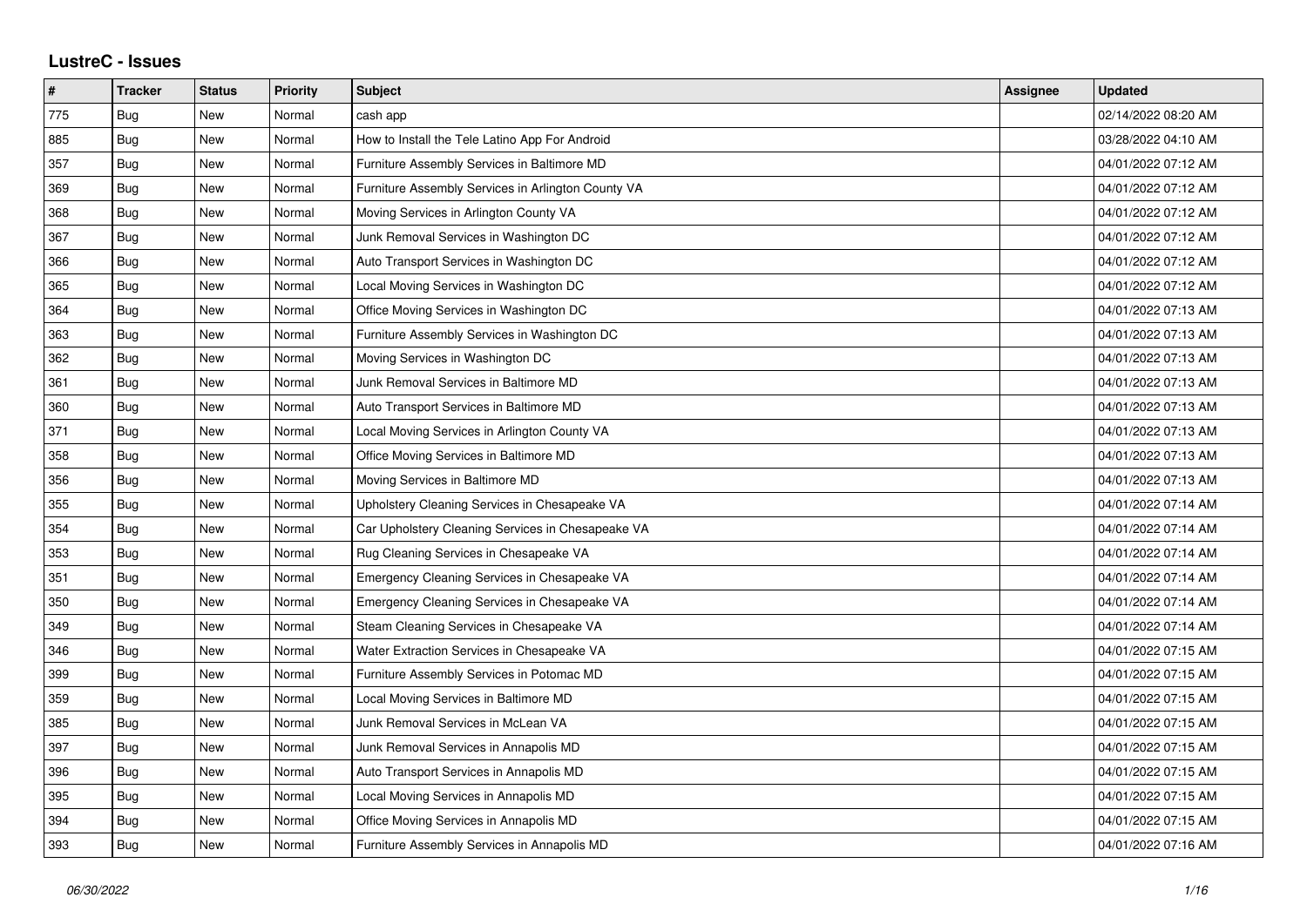# LustreC - Issues

| # | Tracker | Status | Priority | Subject | Assignee | Updated |
|---|---|---|---|---|---|---|
| 775 | Bug | New | Normal | cash app | | 02/14/2022 08:20 AM |
| 885 | Bug | New | Normal | How to Install the Tele Latino App For Android | | 03/28/2022 04:10 AM |
| 357 | Bug | New | Normal | Furniture Assembly Services in Baltimore MD | | 04/01/2022 07:12 AM |
| 369 | Bug | New | Normal | Furniture Assembly Services in Arlington County VA | | 04/01/2022 07:12 AM |
| 368 | Bug | New | Normal | Moving Services in Arlington County VA | | 04/01/2022 07:12 AM |
| 367 | Bug | New | Normal | Junk Removal Services in Washington DC | | 04/01/2022 07:12 AM |
| 366 | Bug | New | Normal | Auto Transport Services in Washington DC | | 04/01/2022 07:12 AM |
| 365 | Bug | New | Normal | Local Moving Services in Washington DC | | 04/01/2022 07:12 AM |
| 364 | Bug | New | Normal | Office Moving Services in Washington DC | | 04/01/2022 07:13 AM |
| 363 | Bug | New | Normal | Furniture Assembly Services in Washington DC | | 04/01/2022 07:13 AM |
| 362 | Bug | New | Normal | Moving Services in Washington DC | | 04/01/2022 07:13 AM |
| 361 | Bug | New | Normal | Junk Removal Services in Baltimore MD | | 04/01/2022 07:13 AM |
| 360 | Bug | New | Normal | Auto Transport Services in Baltimore MD | | 04/01/2022 07:13 AM |
| 371 | Bug | New | Normal | Local Moving Services in Arlington County VA | | 04/01/2022 07:13 AM |
| 358 | Bug | New | Normal | Office Moving Services in Baltimore MD | | 04/01/2022 07:13 AM |
| 356 | Bug | New | Normal | Moving Services in Baltimore MD | | 04/01/2022 07:13 AM |
| 355 | Bug | New | Normal | Upholstery Cleaning Services in Chesapeake VA | | 04/01/2022 07:14 AM |
| 354 | Bug | New | Normal | Car Upholstery Cleaning Services in Chesapeake VA | | 04/01/2022 07:14 AM |
| 353 | Bug | New | Normal | Rug Cleaning Services in Chesapeake VA | | 04/01/2022 07:14 AM |
| 351 | Bug | New | Normal | Emergency Cleaning Services in Chesapeake VA | | 04/01/2022 07:14 AM |
| 350 | Bug | New | Normal | Emergency Cleaning Services in Chesapeake VA | | 04/01/2022 07:14 AM |
| 349 | Bug | New | Normal | Steam Cleaning Services in Chesapeake VA | | 04/01/2022 07:14 AM |
| 346 | Bug | New | Normal | Water Extraction Services in Chesapeake VA | | 04/01/2022 07:15 AM |
| 399 | Bug | New | Normal | Furniture Assembly Services in Potomac MD | | 04/01/2022 07:15 AM |
| 359 | Bug | New | Normal | Local Moving Services in Baltimore MD | | 04/01/2022 07:15 AM |
| 385 | Bug | New | Normal | Junk Removal Services in McLean VA | | 04/01/2022 07:15 AM |
| 397 | Bug | New | Normal | Junk Removal Services in Annapolis MD | | 04/01/2022 07:15 AM |
| 396 | Bug | New | Normal | Auto Transport Services in Annapolis MD | | 04/01/2022 07:15 AM |
| 395 | Bug | New | Normal | Local Moving Services in Annapolis MD | | 04/01/2022 07:15 AM |
| 394 | Bug | New | Normal | Office Moving Services in Annapolis MD | | 04/01/2022 07:15 AM |
| 393 | Bug | New | Normal | Furniture Assembly Services in Annapolis MD | | 04/01/2022 07:16 AM |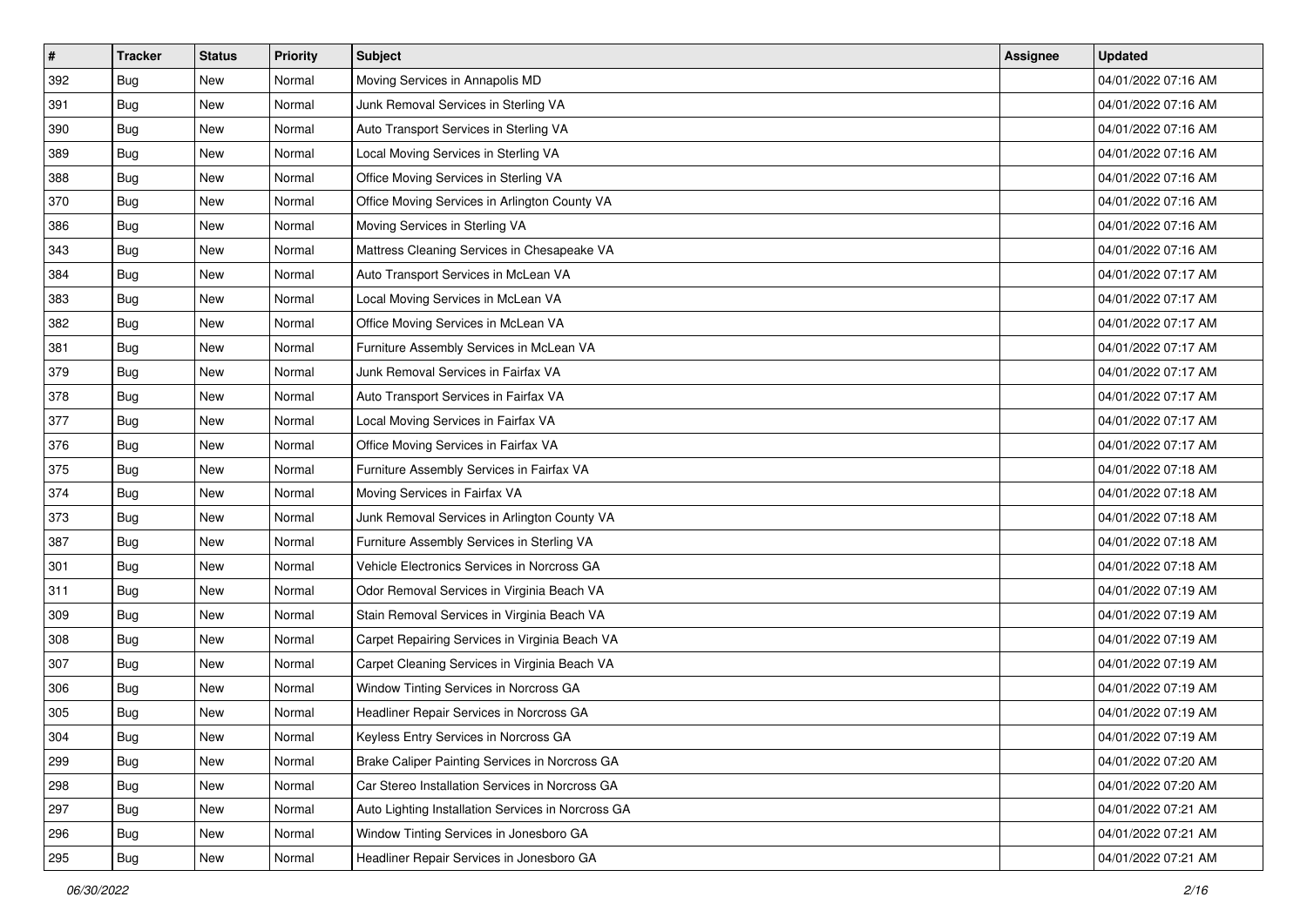| # | Tracker | Status | Priority | Subject | Assignee | Updated |
| --- | --- | --- | --- | --- | --- | --- |
| 392 | Bug | New | Normal | Moving Services in Annapolis MD | | 04/01/2022 07:16 AM |
| 391 | Bug | New | Normal | Junk Removal Services in Sterling VA | | 04/01/2022 07:16 AM |
| 390 | Bug | New | Normal | Auto Transport Services in Sterling VA | | 04/01/2022 07:16 AM |
| 389 | Bug | New | Normal | Local Moving Services in Sterling VA | | 04/01/2022 07:16 AM |
| 388 | Bug | New | Normal | Office Moving Services in Sterling VA | | 04/01/2022 07:16 AM |
| 370 | Bug | New | Normal | Office Moving Services in Arlington County VA | | 04/01/2022 07:16 AM |
| 386 | Bug | New | Normal | Moving Services in Sterling VA | | 04/01/2022 07:16 AM |
| 343 | Bug | New | Normal | Mattress Cleaning Services in Chesapeake VA | | 04/01/2022 07:16 AM |
| 384 | Bug | New | Normal | Auto Transport Services in McLean VA | | 04/01/2022 07:17 AM |
| 383 | Bug | New | Normal | Local Moving Services in McLean VA | | 04/01/2022 07:17 AM |
| 382 | Bug | New | Normal | Office Moving Services in McLean VA | | 04/01/2022 07:17 AM |
| 381 | Bug | New | Normal | Furniture Assembly Services in McLean VA | | 04/01/2022 07:17 AM |
| 379 | Bug | New | Normal | Junk Removal Services in Fairfax VA | | 04/01/2022 07:17 AM |
| 378 | Bug | New | Normal | Auto Transport Services in Fairfax VA | | 04/01/2022 07:17 AM |
| 377 | Bug | New | Normal | Local Moving Services in Fairfax VA | | 04/01/2022 07:17 AM |
| 376 | Bug | New | Normal | Office Moving Services in Fairfax VA | | 04/01/2022 07:17 AM |
| 375 | Bug | New | Normal | Furniture Assembly Services in Fairfax VA | | 04/01/2022 07:18 AM |
| 374 | Bug | New | Normal | Moving Services in Fairfax VA | | 04/01/2022 07:18 AM |
| 373 | Bug | New | Normal | Junk Removal Services in Arlington County VA | | 04/01/2022 07:18 AM |
| 387 | Bug | New | Normal | Furniture Assembly Services in Sterling VA | | 04/01/2022 07:18 AM |
| 301 | Bug | New | Normal | Vehicle Electronics Services in Norcross GA | | 04/01/2022 07:18 AM |
| 311 | Bug | New | Normal | Odor Removal Services in Virginia Beach VA | | 04/01/2022 07:19 AM |
| 309 | Bug | New | Normal | Stain Removal Services in Virginia Beach VA | | 04/01/2022 07:19 AM |
| 308 | Bug | New | Normal | Carpet Repairing Services in Virginia Beach VA | | 04/01/2022 07:19 AM |
| 307 | Bug | New | Normal | Carpet Cleaning Services in Virginia Beach VA | | 04/01/2022 07:19 AM |
| 306 | Bug | New | Normal | Window Tinting Services in Norcross GA | | 04/01/2022 07:19 AM |
| 305 | Bug | New | Normal | Headliner Repair Services in Norcross GA | | 04/01/2022 07:19 AM |
| 304 | Bug | New | Normal | Keyless Entry Services in Norcross GA | | 04/01/2022 07:19 AM |
| 299 | Bug | New | Normal | Brake Caliper Painting Services in Norcross GA | | 04/01/2022 07:20 AM |
| 298 | Bug | New | Normal | Car Stereo Installation Services in Norcross GA | | 04/01/2022 07:20 AM |
| 297 | Bug | New | Normal | Auto Lighting Installation Services in Norcross GA | | 04/01/2022 07:21 AM |
| 296 | Bug | New | Normal | Window Tinting Services in Jonesboro GA | | 04/01/2022 07:21 AM |
| 295 | Bug | New | Normal | Headliner Repair Services in Jonesboro GA | | 04/01/2022 07:21 AM |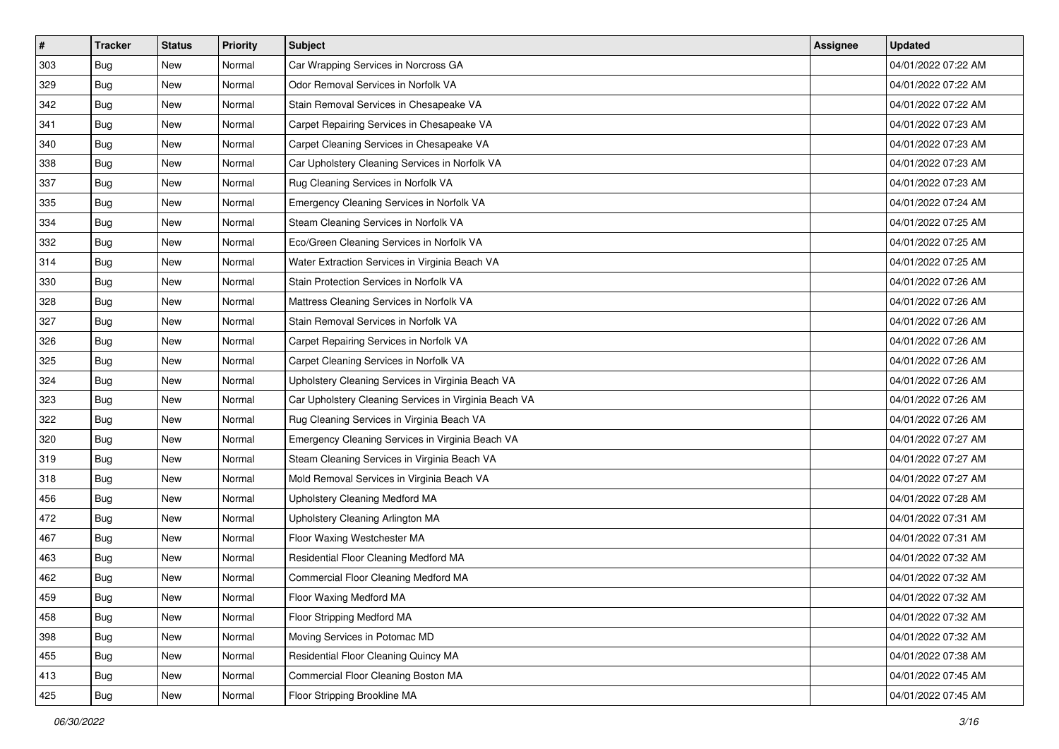| # | Tracker | Status | Priority | Subject | Assignee | Updated |
| --- | --- | --- | --- | --- | --- | --- |
| 303 | Bug | New | Normal | Car Wrapping Services in Norcross GA | | 04/01/2022 07:22 AM |
| 329 | Bug | New | Normal | Odor Removal Services in Norfolk VA | | 04/01/2022 07:22 AM |
| 342 | Bug | New | Normal | Stain Removal Services in Chesapeake VA | | 04/01/2022 07:22 AM |
| 341 | Bug | New | Normal | Carpet Repairing Services in Chesapeake VA | | 04/01/2022 07:23 AM |
| 340 | Bug | New | Normal | Carpet Cleaning Services in Chesapeake VA | | 04/01/2022 07:23 AM |
| 338 | Bug | New | Normal | Car Upholstery Cleaning Services in Norfolk VA | | 04/01/2022 07:23 AM |
| 337 | Bug | New | Normal | Rug Cleaning Services in Norfolk VA | | 04/01/2022 07:23 AM |
| 335 | Bug | New | Normal | Emergency Cleaning Services in Norfolk VA | | 04/01/2022 07:24 AM |
| 334 | Bug | New | Normal | Steam Cleaning Services in Norfolk VA | | 04/01/2022 07:25 AM |
| 332 | Bug | New | Normal | Eco/Green Cleaning Services in Norfolk VA | | 04/01/2022 07:25 AM |
| 314 | Bug | New | Normal | Water Extraction Services in Virginia Beach VA | | 04/01/2022 07:25 AM |
| 330 | Bug | New | Normal | Stain Protection Services in Norfolk VA | | 04/01/2022 07:26 AM |
| 328 | Bug | New | Normal | Mattress Cleaning Services in Norfolk VA | | 04/01/2022 07:26 AM |
| 327 | Bug | New | Normal | Stain Removal Services in Norfolk VA | | 04/01/2022 07:26 AM |
| 326 | Bug | New | Normal | Carpet Repairing Services in Norfolk VA | | 04/01/2022 07:26 AM |
| 325 | Bug | New | Normal | Carpet Cleaning Services in Norfolk VA | | 04/01/2022 07:26 AM |
| 324 | Bug | New | Normal | Upholstery Cleaning Services in Virginia Beach VA | | 04/01/2022 07:26 AM |
| 323 | Bug | New | Normal | Car Upholstery Cleaning Services in Virginia Beach VA | | 04/01/2022 07:26 AM |
| 322 | Bug | New | Normal | Rug Cleaning Services in Virginia Beach VA | | 04/01/2022 07:26 AM |
| 320 | Bug | New | Normal | Emergency Cleaning Services in Virginia Beach VA | | 04/01/2022 07:27 AM |
| 319 | Bug | New | Normal | Steam Cleaning Services in Virginia Beach VA | | 04/01/2022 07:27 AM |
| 318 | Bug | New | Normal | Mold Removal Services in Virginia Beach VA | | 04/01/2022 07:27 AM |
| 456 | Bug | New | Normal | Upholstery Cleaning Medford MA | | 04/01/2022 07:28 AM |
| 472 | Bug | New | Normal | Upholstery Cleaning Arlington MA | | 04/01/2022 07:31 AM |
| 467 | Bug | New | Normal | Floor Waxing Westchester MA | | 04/01/2022 07:31 AM |
| 463 | Bug | New | Normal | Residential Floor Cleaning Medford MA | | 04/01/2022 07:32 AM |
| 462 | Bug | New | Normal | Commercial Floor Cleaning Medford MA | | 04/01/2022 07:32 AM |
| 459 | Bug | New | Normal | Floor Waxing Medford MA | | 04/01/2022 07:32 AM |
| 458 | Bug | New | Normal | Floor Stripping Medford MA | | 04/01/2022 07:32 AM |
| 398 | Bug | New | Normal | Moving Services in Potomac MD | | 04/01/2022 07:32 AM |
| 455 | Bug | New | Normal | Residential Floor Cleaning Quincy MA | | 04/01/2022 07:38 AM |
| 413 | Bug | New | Normal | Commercial Floor Cleaning Boston MA | | 04/01/2022 07:45 AM |
| 425 | Bug | New | Normal | Floor Stripping Brookline MA | | 04/01/2022 07:45 AM |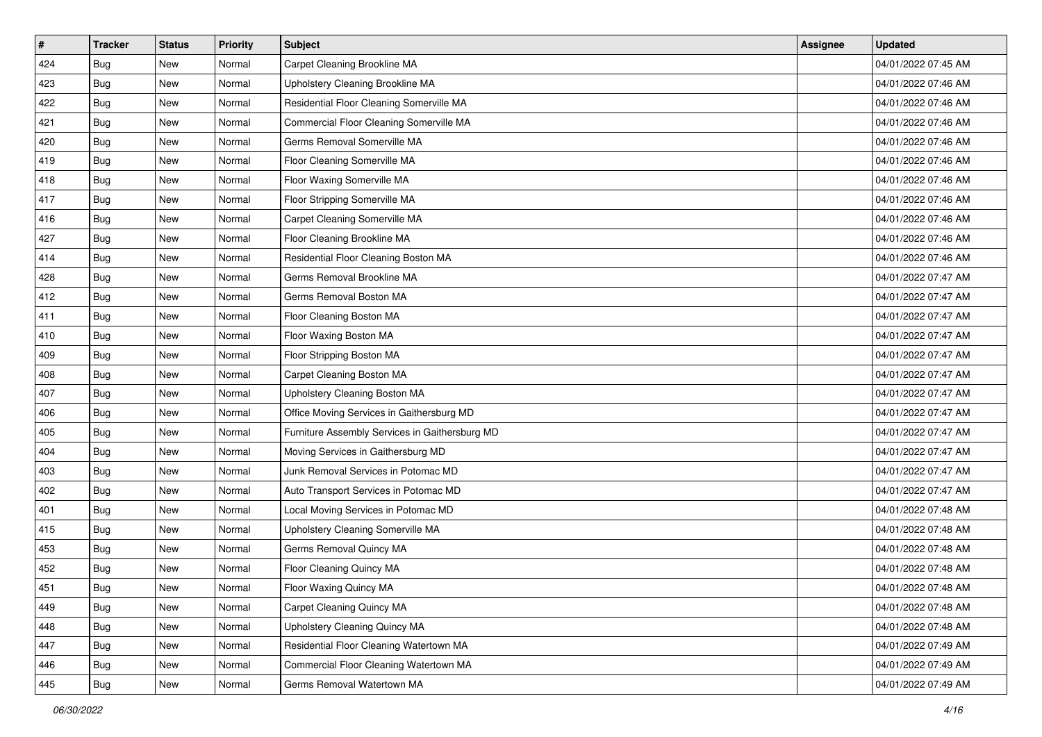| # | Tracker | Status | Priority | Subject | Assignee | Updated |
|---|---|---|---|---|---|---|
| 424 | Bug | New | Normal | Carpet Cleaning Brookline MA | | 04/01/2022 07:45 AM |
| 423 | Bug | New | Normal | Upholstery Cleaning Brookline MA | | 04/01/2022 07:46 AM |
| 422 | Bug | New | Normal | Residential Floor Cleaning Somerville MA | | 04/01/2022 07:46 AM |
| 421 | Bug | New | Normal | Commercial Floor Cleaning Somerville MA | | 04/01/2022 07:46 AM |
| 420 | Bug | New | Normal | Germs Removal Somerville MA | | 04/01/2022 07:46 AM |
| 419 | Bug | New | Normal | Floor Cleaning Somerville MA | | 04/01/2022 07:46 AM |
| 418 | Bug | New | Normal | Floor Waxing Somerville MA | | 04/01/2022 07:46 AM |
| 417 | Bug | New | Normal | Floor Stripping Somerville MA | | 04/01/2022 07:46 AM |
| 416 | Bug | New | Normal | Carpet Cleaning Somerville MA | | 04/01/2022 07:46 AM |
| 427 | Bug | New | Normal | Floor Cleaning Brookline MA | | 04/01/2022 07:46 AM |
| 414 | Bug | New | Normal | Residential Floor Cleaning Boston MA | | 04/01/2022 07:46 AM |
| 428 | Bug | New | Normal | Germs Removal Brookline MA | | 04/01/2022 07:47 AM |
| 412 | Bug | New | Normal | Germs Removal Boston MA | | 04/01/2022 07:47 AM |
| 411 | Bug | New | Normal | Floor Cleaning Boston MA | | 04/01/2022 07:47 AM |
| 410 | Bug | New | Normal | Floor Waxing Boston MA | | 04/01/2022 07:47 AM |
| 409 | Bug | New | Normal | Floor Stripping Boston MA | | 04/01/2022 07:47 AM |
| 408 | Bug | New | Normal | Carpet Cleaning Boston MA | | 04/01/2022 07:47 AM |
| 407 | Bug | New | Normal | Upholstery Cleaning Boston MA | | 04/01/2022 07:47 AM |
| 406 | Bug | New | Normal | Office Moving Services in Gaithersburg MD | | 04/01/2022 07:47 AM |
| 405 | Bug | New | Normal | Furniture Assembly Services in Gaithersburg MD | | 04/01/2022 07:47 AM |
| 404 | Bug | New | Normal | Moving Services in Gaithersburg MD | | 04/01/2022 07:47 AM |
| 403 | Bug | New | Normal | Junk Removal Services in Potomac MD | | 04/01/2022 07:47 AM |
| 402 | Bug | New | Normal | Auto Transport Services in Potomac MD | | 04/01/2022 07:47 AM |
| 401 | Bug | New | Normal | Local Moving Services in Potomac MD | | 04/01/2022 07:48 AM |
| 415 | Bug | New | Normal | Upholstery Cleaning Somerville MA | | 04/01/2022 07:48 AM |
| 453 | Bug | New | Normal | Germs Removal Quincy MA | | 04/01/2022 07:48 AM |
| 452 | Bug | New | Normal | Floor Cleaning Quincy MA | | 04/01/2022 07:48 AM |
| 451 | Bug | New | Normal | Floor Waxing Quincy MA | | 04/01/2022 07:48 AM |
| 449 | Bug | New | Normal | Carpet Cleaning Quincy MA | | 04/01/2022 07:48 AM |
| 448 | Bug | New | Normal | Upholstery Cleaning Quincy MA | | 04/01/2022 07:48 AM |
| 447 | Bug | New | Normal | Residential Floor Cleaning Watertown MA | | 04/01/2022 07:49 AM |
| 446 | Bug | New | Normal | Commercial Floor Cleaning Watertown MA | | 04/01/2022 07:49 AM |
| 445 | Bug | New | Normal | Germs Removal Watertown MA | | 04/01/2022 07:49 AM |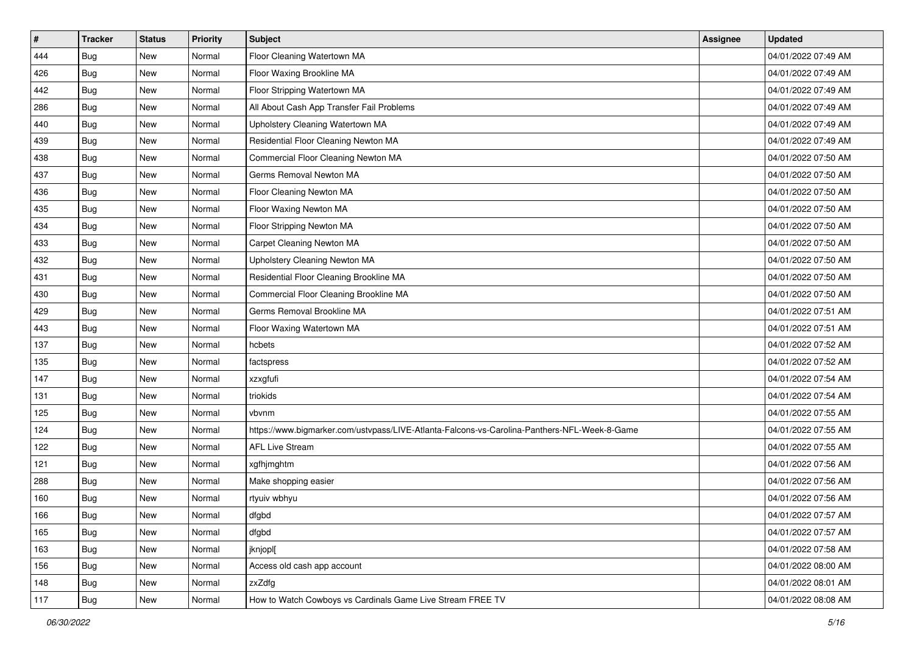| # | Tracker | Status | Priority | Subject | Assignee | Updated |
|---|---|---|---|---|---|---|
| 444 | Bug | New | Normal | Floor Cleaning Watertown MA | | 04/01/2022 07:49 AM |
| 426 | Bug | New | Normal | Floor Waxing Brookline MA | | 04/01/2022 07:49 AM |
| 442 | Bug | New | Normal | Floor Stripping Watertown MA | | 04/01/2022 07:49 AM |
| 286 | Bug | New | Normal | All About Cash App Transfer Fail Problems | | 04/01/2022 07:49 AM |
| 440 | Bug | New | Normal | Upholstery Cleaning Watertown MA | | 04/01/2022 07:49 AM |
| 439 | Bug | New | Normal | Residential Floor Cleaning Newton MA | | 04/01/2022 07:49 AM |
| 438 | Bug | New | Normal | Commercial Floor Cleaning Newton MA | | 04/01/2022 07:50 AM |
| 437 | Bug | New | Normal | Germs Removal Newton MA | | 04/01/2022 07:50 AM |
| 436 | Bug | New | Normal | Floor Cleaning Newton MA | | 04/01/2022 07:50 AM |
| 435 | Bug | New | Normal | Floor Waxing Newton MA | | 04/01/2022 07:50 AM |
| 434 | Bug | New | Normal | Floor Stripping Newton MA | | 04/01/2022 07:50 AM |
| 433 | Bug | New | Normal | Carpet Cleaning Newton MA | | 04/01/2022 07:50 AM |
| 432 | Bug | New | Normal | Upholstery Cleaning Newton MA | | 04/01/2022 07:50 AM |
| 431 | Bug | New | Normal | Residential Floor Cleaning Brookline MA | | 04/01/2022 07:50 AM |
| 430 | Bug | New | Normal | Commercial Floor Cleaning Brookline MA | | 04/01/2022 07:50 AM |
| 429 | Bug | New | Normal | Germs Removal Brookline MA | | 04/01/2022 07:51 AM |
| 443 | Bug | New | Normal | Floor Waxing Watertown MA | | 04/01/2022 07:51 AM |
| 137 | Bug | New | Normal | hcbets | | 04/01/2022 07:52 AM |
| 135 | Bug | New | Normal | factspress | | 04/01/2022 07:52 AM |
| 147 | Bug | New | Normal | xzxgfufi | | 04/01/2022 07:54 AM |
| 131 | Bug | New | Normal | triokids | | 04/01/2022 07:54 AM |
| 125 | Bug | New | Normal | vbvnm | | 04/01/2022 07:55 AM |
| 124 | Bug | New | Normal | https://www.bigmarker.com/ustvpass/LIVE-Atlanta-Falcons-vs-Carolina-Panthers-NFL-Week-8-Game | | 04/01/2022 07:55 AM |
| 122 | Bug | New | Normal | AFL Live Stream | | 04/01/2022 07:55 AM |
| 121 | Bug | New | Normal | xgfhjmghtm | | 04/01/2022 07:56 AM |
| 288 | Bug | New | Normal | Make shopping easier | | 04/01/2022 07:56 AM |
| 160 | Bug | New | Normal | rtyuiv wbhyu | | 04/01/2022 07:56 AM |
| 166 | Bug | New | Normal | dfgbd | | 04/01/2022 07:57 AM |
| 165 | Bug | New | Normal | dfgbd | | 04/01/2022 07:57 AM |
| 163 | Bug | New | Normal | jknjopl[ | | 04/01/2022 07:58 AM |
| 156 | Bug | New | Normal | Access old cash app account | | 04/01/2022 08:00 AM |
| 148 | Bug | New | Normal | zxZdfg | | 04/01/2022 08:01 AM |
| 117 | Bug | New | Normal | How to Watch Cowboys vs Cardinals Game Live Stream FREE TV | | 04/01/2022 08:08 AM |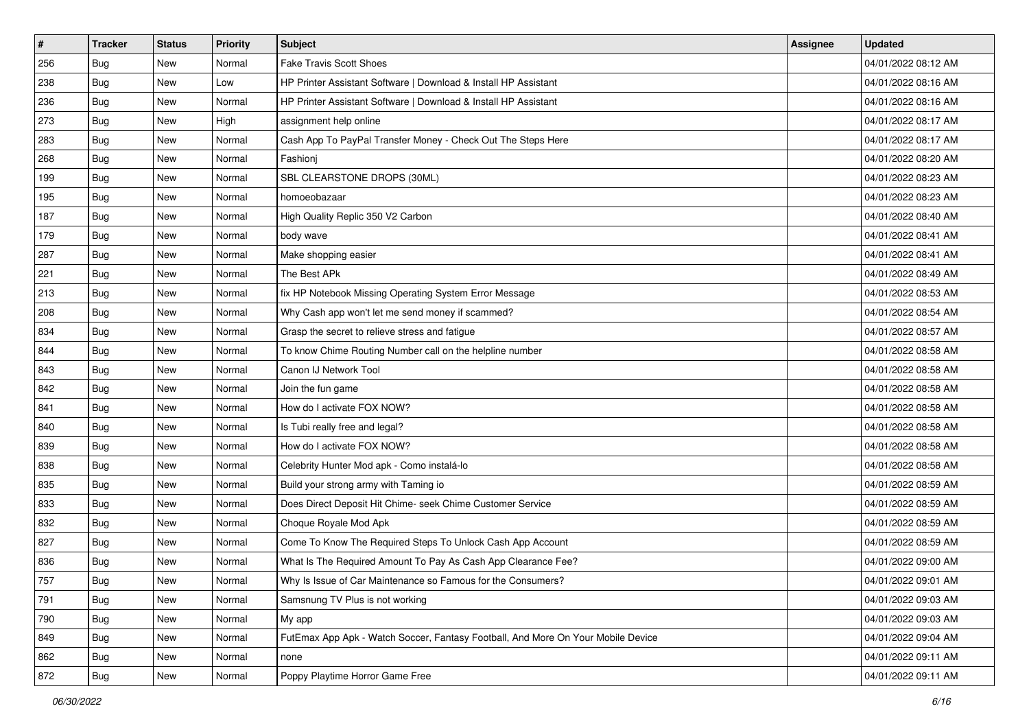| # | Tracker | Status | Priority | Subject | Assignee | Updated |
|---|---|---|---|---|---|---|
| 256 | Bug | New | Normal | Fake Travis Scott Shoes | | 04/01/2022 08:12 AM |
| 238 | Bug | New | Low | HP Printer Assistant Software \| Download & Install HP Assistant | | 04/01/2022 08:16 AM |
| 236 | Bug | New | Normal | HP Printer Assistant Software \| Download & Install HP Assistant | | 04/01/2022 08:16 AM |
| 273 | Bug | New | High | assignment help online | | 04/01/2022 08:17 AM |
| 283 | Bug | New | Normal | Cash App To PayPal Transfer Money - Check Out The Steps Here | | 04/01/2022 08:17 AM |
| 268 | Bug | New | Normal | Fashionj | | 04/01/2022 08:20 AM |
| 199 | Bug | New | Normal | SBL CLEARSTONE DROPS (30ML) | | 04/01/2022 08:23 AM |
| 195 | Bug | New | Normal | homoeobazaar | | 04/01/2022 08:23 AM |
| 187 | Bug | New | Normal | High Quality Replic 350 V2 Carbon | | 04/01/2022 08:40 AM |
| 179 | Bug | New | Normal | body wave | | 04/01/2022 08:41 AM |
| 287 | Bug | New | Normal | Make shopping easier | | 04/01/2022 08:41 AM |
| 221 | Bug | New | Normal | The Best APk | | 04/01/2022 08:49 AM |
| 213 | Bug | New | Normal | fix HP Notebook Missing Operating System Error Message | | 04/01/2022 08:53 AM |
| 208 | Bug | New | Normal | Why Cash app won't let me send money if scammed? | | 04/01/2022 08:54 AM |
| 834 | Bug | New | Normal | Grasp the secret to relieve stress and fatigue | | 04/01/2022 08:57 AM |
| 844 | Bug | New | Normal | To know Chime Routing Number call on the helpline number | | 04/01/2022 08:58 AM |
| 843 | Bug | New | Normal | Canon IJ Network Tool | | 04/01/2022 08:58 AM |
| 842 | Bug | New | Normal | Join the fun game | | 04/01/2022 08:58 AM |
| 841 | Bug | New | Normal | How do I activate FOX NOW? | | 04/01/2022 08:58 AM |
| 840 | Bug | New | Normal | Is Tubi really free and legal? | | 04/01/2022 08:58 AM |
| 839 | Bug | New | Normal | How do I activate FOX NOW? | | 04/01/2022 08:58 AM |
| 838 | Bug | New | Normal | Celebrity Hunter Mod apk - Como instalá-lo | | 04/01/2022 08:58 AM |
| 835 | Bug | New | Normal | Build your strong army with Taming io | | 04/01/2022 08:59 AM |
| 833 | Bug | New | Normal | Does Direct Deposit Hit Chime- seek Chime Customer Service | | 04/01/2022 08:59 AM |
| 832 | Bug | New | Normal | Choque Royale Mod Apk | | 04/01/2022 08:59 AM |
| 827 | Bug | New | Normal | Come To Know The Required Steps To Unlock Cash App Account | | 04/01/2022 08:59 AM |
| 836 | Bug | New | Normal | What Is The Required Amount To Pay As Cash App Clearance Fee? | | 04/01/2022 09:00 AM |
| 757 | Bug | New | Normal | Why Is Issue of Car Maintenance so Famous for the Consumers? | | 04/01/2022 09:01 AM |
| 791 | Bug | New | Normal | Samsnung TV Plus is not working | | 04/01/2022 09:03 AM |
| 790 | Bug | New | Normal | My app | | 04/01/2022 09:03 AM |
| 849 | Bug | New | Normal | FutEmax App Apk - Watch Soccer, Fantasy Football, And More On Your Mobile Device | | 04/01/2022 09:04 AM |
| 862 | Bug | New | Normal | none | | 04/01/2022 09:11 AM |
| 872 | Bug | New | Normal | Poppy Playtime Horror Game Free | | 04/01/2022 09:11 AM |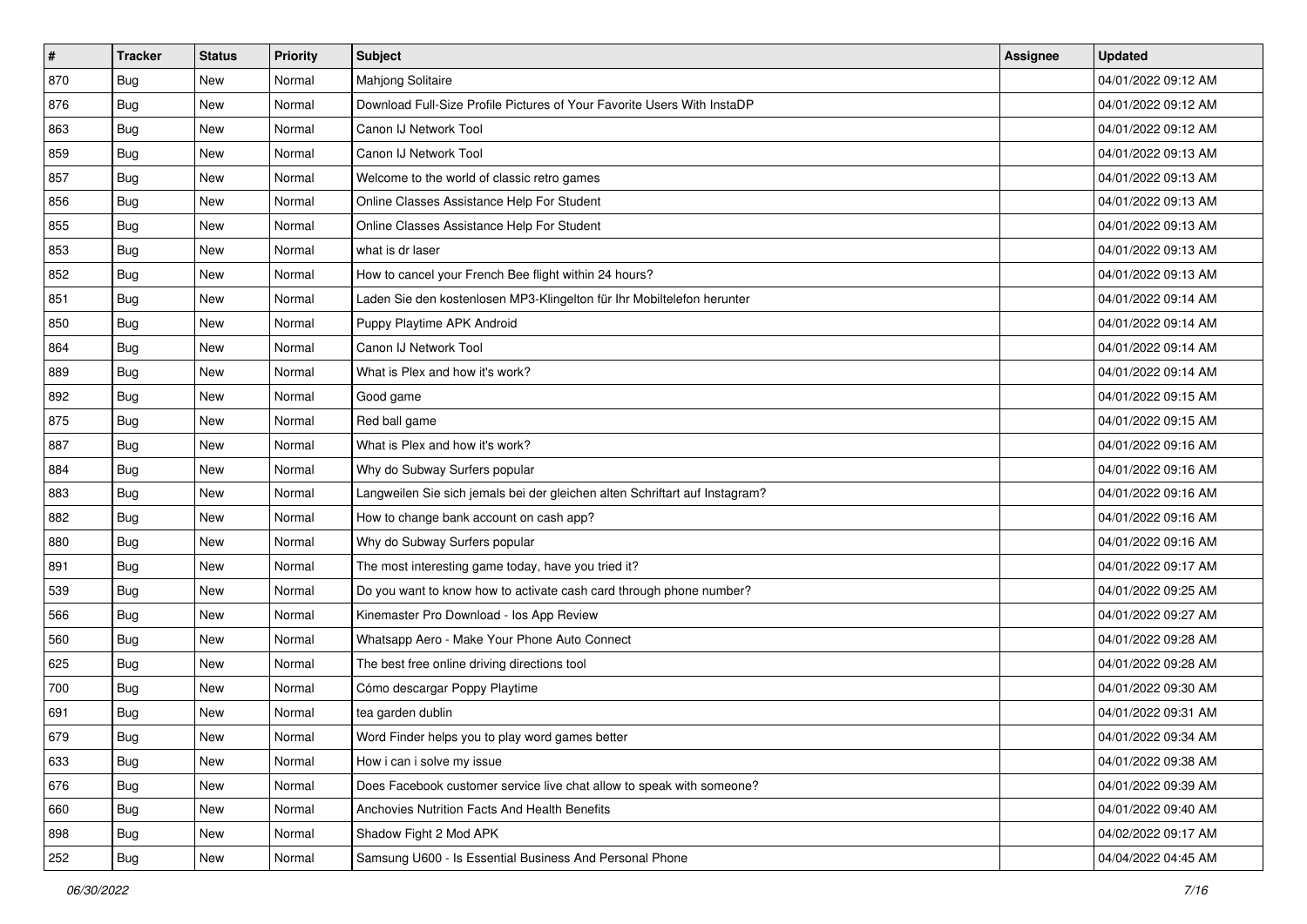| # | Tracker | Status | Priority | Subject | Assignee | Updated |
|---|---|---|---|---|---|---|
| 870 | Bug | New | Normal | Mahjong Solitaire | | 04/01/2022 09:12 AM |
| 876 | Bug | New | Normal | Download Full-Size Profile Pictures of Your Favorite Users With InstaDP | | 04/01/2022 09:12 AM |
| 863 | Bug | New | Normal | Canon IJ Network Tool | | 04/01/2022 09:12 AM |
| 859 | Bug | New | Normal | Canon IJ Network Tool | | 04/01/2022 09:13 AM |
| 857 | Bug | New | Normal | Welcome to the world of classic retro games | | 04/01/2022 09:13 AM |
| 856 | Bug | New | Normal | Online Classes Assistance Help For Student | | 04/01/2022 09:13 AM |
| 855 | Bug | New | Normal | Online Classes Assistance Help For Student | | 04/01/2022 09:13 AM |
| 853 | Bug | New | Normal | what is dr laser | | 04/01/2022 09:13 AM |
| 852 | Bug | New | Normal | How to cancel your French Bee flight within 24 hours? | | 04/01/2022 09:13 AM |
| 851 | Bug | New | Normal | Laden Sie den kostenlosen MP3-Klingelton für Ihr Mobiltelefon herunter | | 04/01/2022 09:14 AM |
| 850 | Bug | New | Normal | Puppy Playtime APK Android | | 04/01/2022 09:14 AM |
| 864 | Bug | New | Normal | Canon IJ Network Tool | | 04/01/2022 09:14 AM |
| 889 | Bug | New | Normal | What is Plex and how it's work? | | 04/01/2022 09:14 AM |
| 892 | Bug | New | Normal | Good game | | 04/01/2022 09:15 AM |
| 875 | Bug | New | Normal | Red ball game | | 04/01/2022 09:15 AM |
| 887 | Bug | New | Normal | What is Plex and how it's work? | | 04/01/2022 09:16 AM |
| 884 | Bug | New | Normal | Why do Subway Surfers popular | | 04/01/2022 09:16 AM |
| 883 | Bug | New | Normal | Langweilen Sie sich jemals bei der gleichen alten Schriftart auf Instagram? | | 04/01/2022 09:16 AM |
| 882 | Bug | New | Normal | How to change bank account on cash app? | | 04/01/2022 09:16 AM |
| 880 | Bug | New | Normal | Why do Subway Surfers popular | | 04/01/2022 09:16 AM |
| 891 | Bug | New | Normal | The most interesting game today, have you tried it? | | 04/01/2022 09:17 AM |
| 539 | Bug | New | Normal | Do you want to know how to activate cash card through phone number? | | 04/01/2022 09:25 AM |
| 566 | Bug | New | Normal | Kinemaster Pro Download - Ios App Review | | 04/01/2022 09:27 AM |
| 560 | Bug | New | Normal | Whatsapp Aero - Make Your Phone Auto Connect | | 04/01/2022 09:28 AM |
| 625 | Bug | New | Normal | The best free online driving directions tool | | 04/01/2022 09:28 AM |
| 700 | Bug | New | Normal | Cómo descargar Poppy Playtime | | 04/01/2022 09:30 AM |
| 691 | Bug | New | Normal | tea garden dublin | | 04/01/2022 09:31 AM |
| 679 | Bug | New | Normal | Word Finder helps you to play word games better | | 04/01/2022 09:34 AM |
| 633 | Bug | New | Normal | How i can i solve my issue | | 04/01/2022 09:38 AM |
| 676 | Bug | New | Normal | Does Facebook customer service live chat allow to speak with someone? | | 04/01/2022 09:39 AM |
| 660 | Bug | New | Normal | Anchovies Nutrition Facts And Health Benefits | | 04/01/2022 09:40 AM |
| 898 | Bug | New | Normal | Shadow Fight 2 Mod APK | | 04/02/2022 09:17 AM |
| 252 | Bug | New | Normal | Samsung U600 - Is Essential Business And Personal Phone | | 04/04/2022 04:45 AM |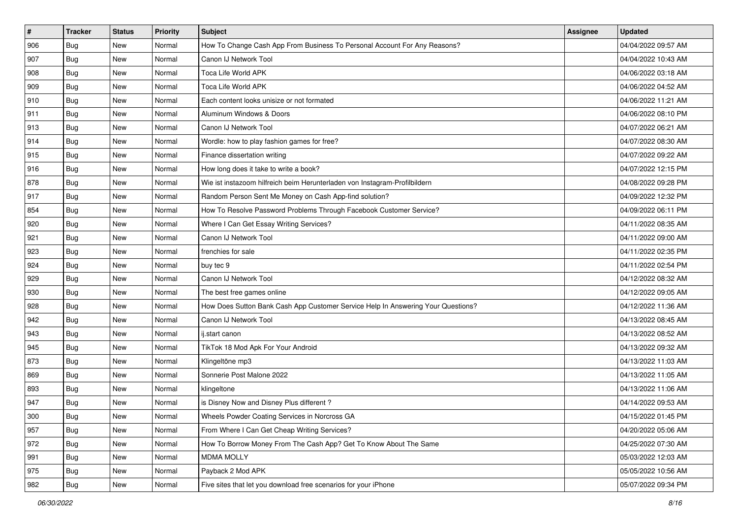| # | Tracker | Status | Priority | Subject | Assignee | Updated |
|---|---|---|---|---|---|---|
| 906 | Bug | New | Normal | How To Change Cash App From Business To Personal Account For Any Reasons? | | 04/04/2022 09:57 AM |
| 907 | Bug | New | Normal | Canon IJ Network Tool | | 04/04/2022 10:43 AM |
| 908 | Bug | New | Normal | Toca Life World APK | | 04/06/2022 03:18 AM |
| 909 | Bug | New | Normal | Toca Life World APK | | 04/06/2022 04:52 AM |
| 910 | Bug | New | Normal | Each content looks unisize or not formated | | 04/06/2022 11:21 AM |
| 911 | Bug | New | Normal | Aluminum Windows & Doors | | 04/06/2022 08:10 PM |
| 913 | Bug | New | Normal | Canon IJ Network Tool | | 04/07/2022 06:21 AM |
| 914 | Bug | New | Normal | Wordle: how to play fashion games for free? | | 04/07/2022 08:30 AM |
| 915 | Bug | New | Normal | Finance dissertation writing | | 04/07/2022 09:22 AM |
| 916 | Bug | New | Normal | How long does it take to write a book? | | 04/07/2022 12:15 PM |
| 878 | Bug | New | Normal | Wie ist instazoom hilfreich beim Herunterladen von Instagram-Profilbildern | | 04/08/2022 09:28 PM |
| 917 | Bug | New | Normal | Random Person Sent Me Money on Cash App-find solution? | | 04/09/2022 12:32 PM |
| 854 | Bug | New | Normal | How To Resolve Password Problems Through Facebook Customer Service? | | 04/09/2022 06:11 PM |
| 920 | Bug | New | Normal | Where I Can Get Essay Writing Services? | | 04/11/2022 08:35 AM |
| 921 | Bug | New | Normal | Canon IJ Network Tool | | 04/11/2022 09:00 AM |
| 923 | Bug | New | Normal | frenchies for sale | | 04/11/2022 02:35 PM |
| 924 | Bug | New | Normal | buy tec 9 | | 04/11/2022 02:54 PM |
| 929 | Bug | New | Normal | Canon IJ Network Tool | | 04/12/2022 08:32 AM |
| 930 | Bug | New | Normal | The best free games online | | 04/12/2022 09:05 AM |
| 928 | Bug | New | Normal | How Does Sutton Bank Cash App Customer Service Help In Answering Your Questions? | | 04/12/2022 11:36 AM |
| 942 | Bug | New | Normal | Canon IJ Network Tool | | 04/13/2022 08:45 AM |
| 943 | Bug | New | Normal | ij.start canon | | 04/13/2022 08:52 AM |
| 945 | Bug | New | Normal | TikTok 18 Mod Apk For Your Android | | 04/13/2022 09:32 AM |
| 873 | Bug | New | Normal | Klingeltöne mp3 | | 04/13/2022 11:03 AM |
| 869 | Bug | New | Normal | Sonnerie Post Malone 2022 | | 04/13/2022 11:05 AM |
| 893 | Bug | New | Normal | klingeltone | | 04/13/2022 11:06 AM |
| 947 | Bug | New | Normal | is Disney Now and Disney Plus different ? | | 04/14/2022 09:53 AM |
| 300 | Bug | New | Normal | Wheels Powder Coating Services in Norcross GA | | 04/15/2022 01:45 PM |
| 957 | Bug | New | Normal | From Where I Can Get Cheap Writing Services? | | 04/20/2022 05:06 AM |
| 972 | Bug | New | Normal | How To Borrow Money From The Cash App? Get To Know About The Same | | 04/25/2022 07:30 AM |
| 991 | Bug | New | Normal | MDMA MOLLY | | 05/03/2022 12:03 AM |
| 975 | Bug | New | Normal | Payback 2 Mod APK | | 05/05/2022 10:56 AM |
| 982 | Bug | New | Normal | Five sites that let you download free scenarios for your iPhone | | 05/07/2022 09:34 PM |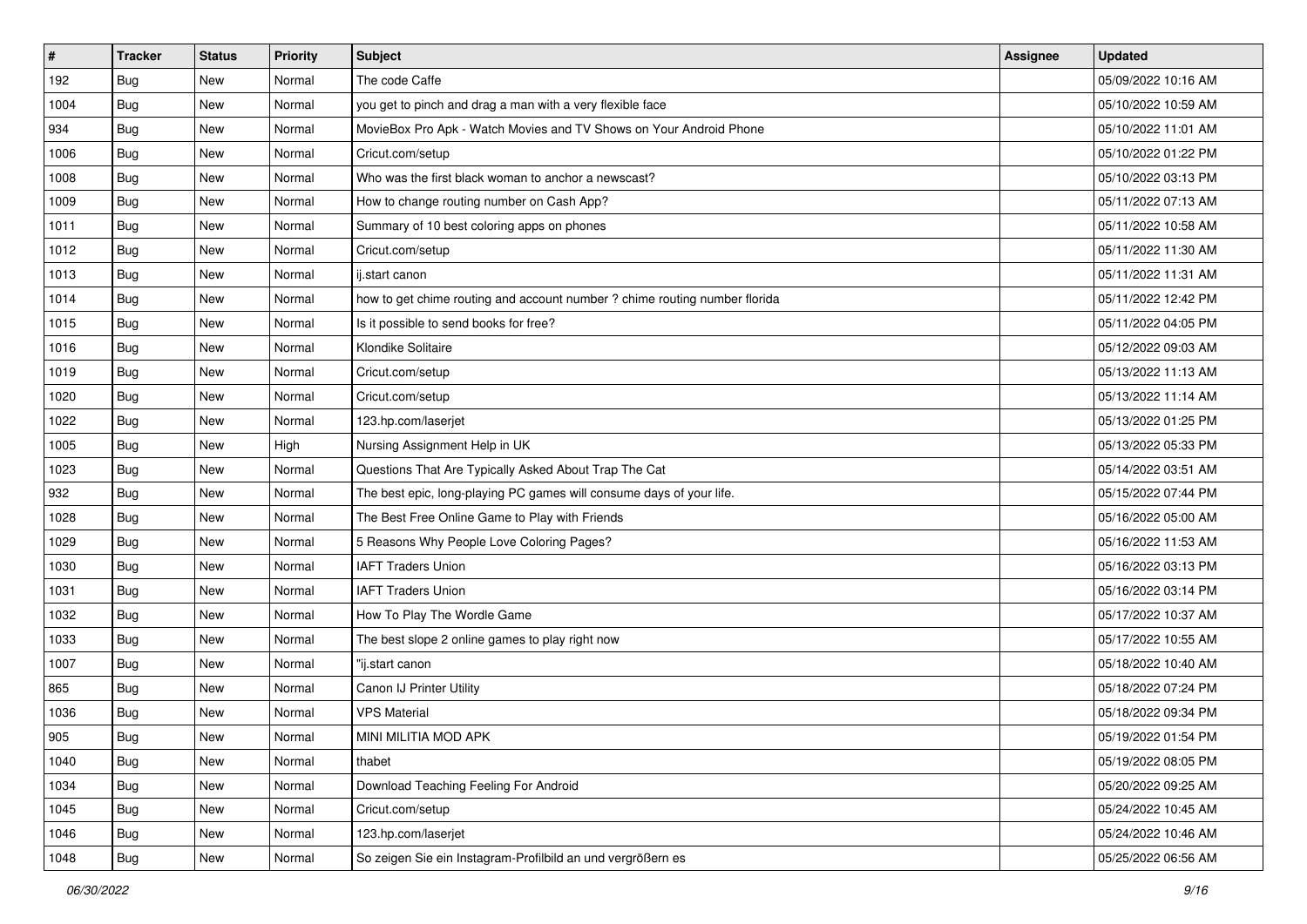| # | Tracker | Status | Priority | Subject | Assignee | Updated |
|---|---|---|---|---|---|---|
| 192 | Bug | New | Normal | The code Caffe | | 05/09/2022 10:16 AM |
| 1004 | Bug | New | Normal | you get to pinch and drag a man with a very flexible face | | 05/10/2022 10:59 AM |
| 934 | Bug | New | Normal | MovieBox Pro Apk - Watch Movies and TV Shows on Your Android Phone | | 05/10/2022 11:01 AM |
| 1006 | Bug | New | Normal | Cricut.com/setup | | 05/10/2022 01:22 PM |
| 1008 | Bug | New | Normal | Who was the first black woman to anchor a newscast? | | 05/10/2022 03:13 PM |
| 1009 | Bug | New | Normal | How to change routing number on Cash App? | | 05/11/2022 07:13 AM |
| 1011 | Bug | New | Normal | Summary of 10 best coloring apps on phones | | 05/11/2022 10:58 AM |
| 1012 | Bug | New | Normal | Cricut.com/setup | | 05/11/2022 11:30 AM |
| 1013 | Bug | New | Normal | ij.start canon | | 05/11/2022 11:31 AM |
| 1014 | Bug | New | Normal | how to get chime routing and account number ? chime routing number florida | | 05/11/2022 12:42 PM |
| 1015 | Bug | New | Normal | Is it possible to send books for free? | | 05/11/2022 04:05 PM |
| 1016 | Bug | New | Normal | Klondike Solitaire | | 05/12/2022 09:03 AM |
| 1019 | Bug | New | Normal | Cricut.com/setup | | 05/13/2022 11:13 AM |
| 1020 | Bug | New | Normal | Cricut.com/setup | | 05/13/2022 11:14 AM |
| 1022 | Bug | New | Normal | 123.hp.com/laserjet | | 05/13/2022 01:25 PM |
| 1005 | Bug | New | High | Nursing Assignment Help in UK | | 05/13/2022 05:33 PM |
| 1023 | Bug | New | Normal | Questions That Are Typically Asked About Trap The Cat | | 05/14/2022 03:51 AM |
| 932 | Bug | New | Normal | The best epic, long-playing PC games will consume days of your life. | | 05/15/2022 07:44 PM |
| 1028 | Bug | New | Normal | The Best Free Online Game to Play with Friends | | 05/16/2022 05:00 AM |
| 1029 | Bug | New | Normal | 5 Reasons Why People Love Coloring Pages? | | 05/16/2022 11:53 AM |
| 1030 | Bug | New | Normal | IAFT Traders Union | | 05/16/2022 03:13 PM |
| 1031 | Bug | New | Normal | IAFT Traders Union | | 05/16/2022 03:14 PM |
| 1032 | Bug | New | Normal | How To Play The Wordle Game | | 05/17/2022 10:37 AM |
| 1033 | Bug | New | Normal | The best slope 2 online games to play right now | | 05/17/2022 10:55 AM |
| 1007 | Bug | New | Normal | "ij.start canon | | 05/18/2022 10:40 AM |
| 865 | Bug | New | Normal | Canon IJ Printer Utility | | 05/18/2022 07:24 PM |
| 1036 | Bug | New | Normal | VPS Material | | 05/18/2022 09:34 PM |
| 905 | Bug | New | Normal | MINI MILITIA MOD APK | | 05/19/2022 01:54 PM |
| 1040 | Bug | New | Normal | thabet | | 05/19/2022 08:05 PM |
| 1034 | Bug | New | Normal | Download Teaching Feeling For Android | | 05/20/2022 09:25 AM |
| 1045 | Bug | New | Normal | Cricut.com/setup | | 05/24/2022 10:45 AM |
| 1046 | Bug | New | Normal | 123.hp.com/laserjet | | 05/24/2022 10:46 AM |
| 1048 | Bug | New | Normal | So zeigen Sie ein Instagram-Profilbild an und vergrößern es | | 05/25/2022 06:56 AM |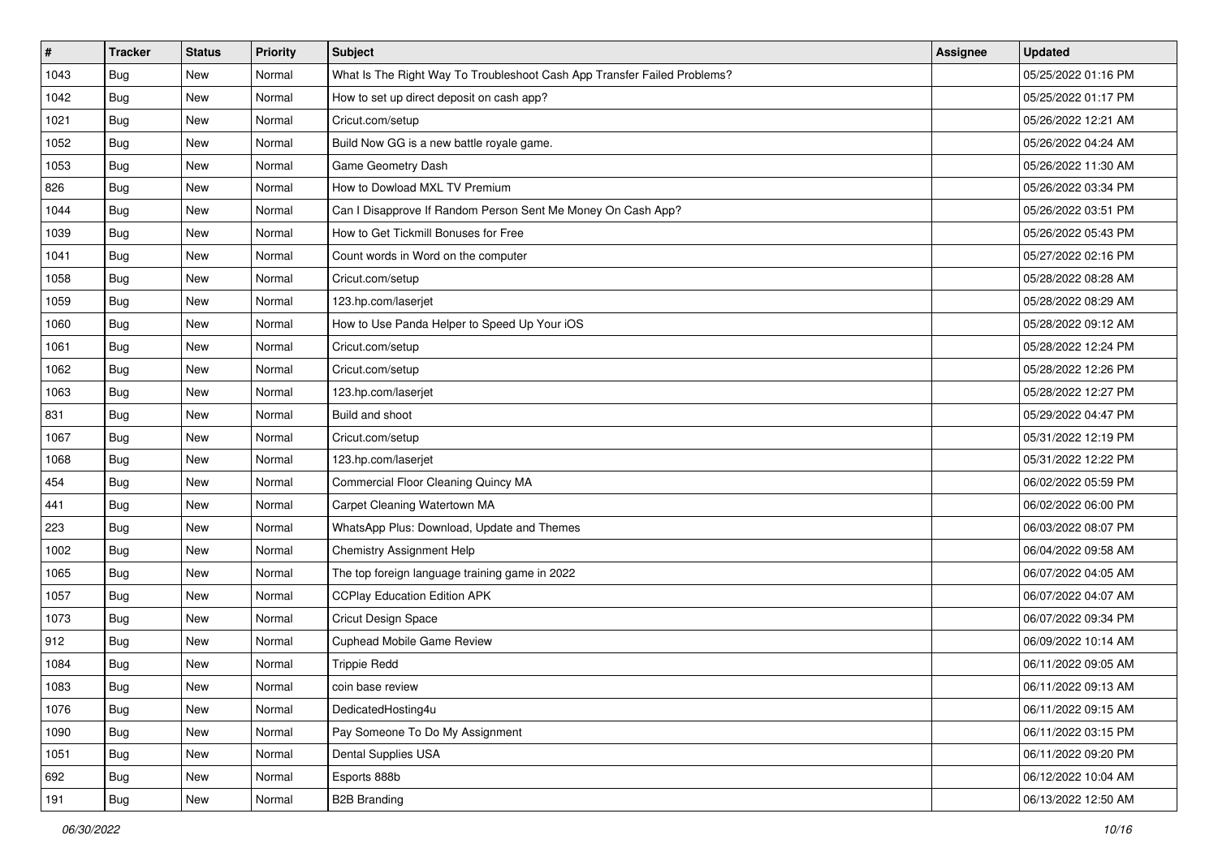| # | Tracker | Status | Priority | Subject | Assignee | Updated |
|---|---|---|---|---|---|---|
| 1043 | Bug | New | Normal | What Is The Right Way To Troubleshoot Cash App Transfer Failed Problems? | | 05/25/2022 01:16 PM |
| 1042 | Bug | New | Normal | How to set up direct deposit on cash app? | | 05/25/2022 01:17 PM |
| 1021 | Bug | New | Normal | Cricut.com/setup | | 05/26/2022 12:21 AM |
| 1052 | Bug | New | Normal | Build Now GG is a new battle royale game. | | 05/26/2022 04:24 AM |
| 1053 | Bug | New | Normal | Game Geometry Dash | | 05/26/2022 11:30 AM |
| 826 | Bug | New | Normal | How to Dowload MXL TV Premium | | 05/26/2022 03:34 PM |
| 1044 | Bug | New | Normal | Can I Disapprove If Random Person Sent Me Money On Cash App? | | 05/26/2022 03:51 PM |
| 1039 | Bug | New | Normal | How to Get Tickmill Bonuses for Free | | 05/26/2022 05:43 PM |
| 1041 | Bug | New | Normal | Count words in Word on the computer | | 05/27/2022 02:16 PM |
| 1058 | Bug | New | Normal | Cricut.com/setup | | 05/28/2022 08:28 AM |
| 1059 | Bug | New | Normal | 123.hp.com/laserjet | | 05/28/2022 08:29 AM |
| 1060 | Bug | New | Normal | How to Use Panda Helper to Speed Up Your iOS | | 05/28/2022 09:12 AM |
| 1061 | Bug | New | Normal | Cricut.com/setup | | 05/28/2022 12:24 PM |
| 1062 | Bug | New | Normal | Cricut.com/setup | | 05/28/2022 12:26 PM |
| 1063 | Bug | New | Normal | 123.hp.com/laserjet | | 05/28/2022 12:27 PM |
| 831 | Bug | New | Normal | Build and shoot | | 05/29/2022 04:47 PM |
| 1067 | Bug | New | Normal | Cricut.com/setup | | 05/31/2022 12:19 PM |
| 1068 | Bug | New | Normal | 123.hp.com/laserjet | | 05/31/2022 12:22 PM |
| 454 | Bug | New | Normal | Commercial Floor Cleaning Quincy MA | | 06/02/2022 05:59 PM |
| 441 | Bug | New | Normal | Carpet Cleaning Watertown MA | | 06/02/2022 06:00 PM |
| 223 | Bug | New | Normal | WhatsApp Plus: Download, Update and Themes | | 06/03/2022 08:07 PM |
| 1002 | Bug | New | Normal | Chemistry Assignment Help | | 06/04/2022 09:58 AM |
| 1065 | Bug | New | Normal | The top foreign language training game in 2022 | | 06/07/2022 04:05 AM |
| 1057 | Bug | New | Normal | CCPlay Education Edition APK | | 06/07/2022 04:07 AM |
| 1073 | Bug | New | Normal | Cricut Design Space | | 06/07/2022 09:34 PM |
| 912 | Bug | New | Normal | Cuphead Mobile Game Review | | 06/09/2022 10:14 AM |
| 1084 | Bug | New | Normal | Trippie Redd | | 06/11/2022 09:05 AM |
| 1083 | Bug | New | Normal | coin base review | | 06/11/2022 09:13 AM |
| 1076 | Bug | New | Normal | DedicatedHosting4u | | 06/11/2022 09:15 AM |
| 1090 | Bug | New | Normal | Pay Someone To Do My Assignment | | 06/11/2022 03:15 PM |
| 1051 | Bug | New | Normal | Dental Supplies USA | | 06/11/2022 09:20 PM |
| 692 | Bug | New | Normal | Esports 888b | | 06/12/2022 10:04 AM |
| 191 | Bug | New | Normal | B2B Branding | | 06/13/2022 12:50 AM |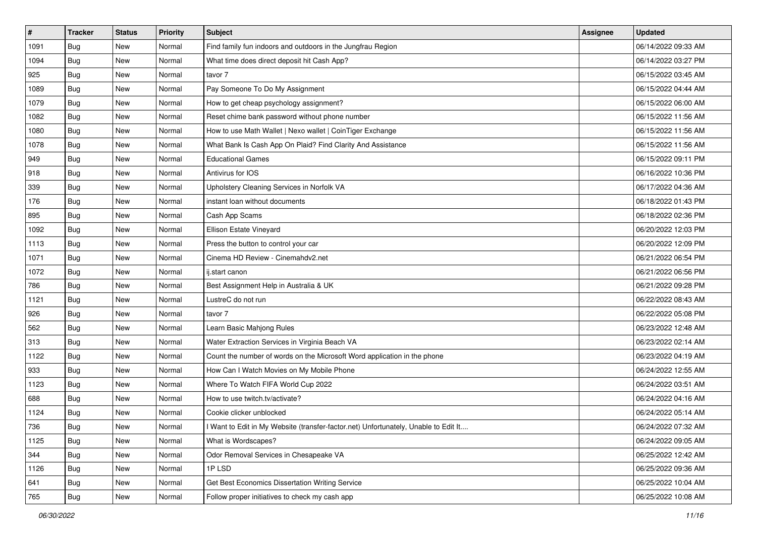| # | Tracker | Status | Priority | Subject | Assignee | Updated |
|---|---|---|---|---|---|---|
| 1091 | Bug | New | Normal | Find family fun indoors and outdoors in the Jungfrau Region | | 06/14/2022 09:33 AM |
| 1094 | Bug | New | Normal | What time does direct deposit hit Cash App? | | 06/14/2022 03:27 PM |
| 925 | Bug | New | Normal | tavor 7 | | 06/15/2022 03:45 AM |
| 1089 | Bug | New | Normal | Pay Someone To Do My Assignment | | 06/15/2022 04:44 AM |
| 1079 | Bug | New | Normal | How to get cheap psychology assignment? | | 06/15/2022 06:00 AM |
| 1082 | Bug | New | Normal | Reset chime bank password without phone number | | 06/15/2022 11:56 AM |
| 1080 | Bug | New | Normal | How to use Math Wallet \| Nexo wallet \| CoinTiger Exchange | | 06/15/2022 11:56 AM |
| 1078 | Bug | New | Normal | What Bank Is Cash App On Plaid? Find Clarity And Assistance | | 06/15/2022 11:56 AM |
| 949 | Bug | New | Normal | Educational Games | | 06/15/2022 09:11 PM |
| 918 | Bug | New | Normal | Antivirus for IOS | | 06/16/2022 10:36 PM |
| 339 | Bug | New | Normal | Upholstery Cleaning Services in Norfolk VA | | 06/17/2022 04:36 AM |
| 176 | Bug | New | Normal | instant loan without documents | | 06/18/2022 01:43 PM |
| 895 | Bug | New | Normal | Cash App Scams | | 06/18/2022 02:36 PM |
| 1092 | Bug | New | Normal | Ellison Estate Vineyard | | 06/20/2022 12:03 PM |
| 1113 | Bug | New | Normal | Press the button to control your car | | 06/20/2022 12:09 PM |
| 1071 | Bug | New | Normal | Cinema HD Review - Cinemahdv2.net | | 06/21/2022 06:54 PM |
| 1072 | Bug | New | Normal | ij.start canon | | 06/21/2022 06:56 PM |
| 786 | Bug | New | Normal | Best Assignment Help in Australia & UK | | 06/21/2022 09:28 PM |
| 1121 | Bug | New | Normal | LustreC do not run | | 06/22/2022 08:43 AM |
| 926 | Bug | New | Normal | tavor 7 | | 06/22/2022 05:08 PM |
| 562 | Bug | New | Normal | Learn Basic Mahjong Rules | | 06/23/2022 12:48 AM |
| 313 | Bug | New | Normal | Water Extraction Services in Virginia Beach VA | | 06/23/2022 02:14 AM |
| 1122 | Bug | New | Normal | Count the number of words on the Microsoft Word application in the phone | | 06/23/2022 04:19 AM |
| 933 | Bug | New | Normal | How Can I Watch Movies on My Mobile Phone | | 06/24/2022 12:55 AM |
| 1123 | Bug | New | Normal | Where To Watch FIFA World Cup 2022 | | 06/24/2022 03:51 AM |
| 688 | Bug | New | Normal | How to use twitch.tv/activate? | | 06/24/2022 04:16 AM |
| 1124 | Bug | New | Normal | Cookie clicker unblocked | | 06/24/2022 05:14 AM |
| 736 | Bug | New | Normal | I Want to Edit in My Website (transfer-factor.net) Unfortunately, Unable to Edit It.... | | 06/24/2022 07:32 AM |
| 1125 | Bug | New | Normal | What is Wordscapes? | | 06/24/2022 09:05 AM |
| 344 | Bug | New | Normal | Odor Removal Services in Chesapeake VA | | 06/25/2022 12:42 AM |
| 1126 | Bug | New | Normal | 1P LSD | | 06/25/2022 09:36 AM |
| 641 | Bug | New | Normal | Get Best Economics Dissertation Writing Service | | 06/25/2022 10:04 AM |
| 765 | Bug | New | Normal | Follow proper initiatives to check my cash app | | 06/25/2022 10:08 AM |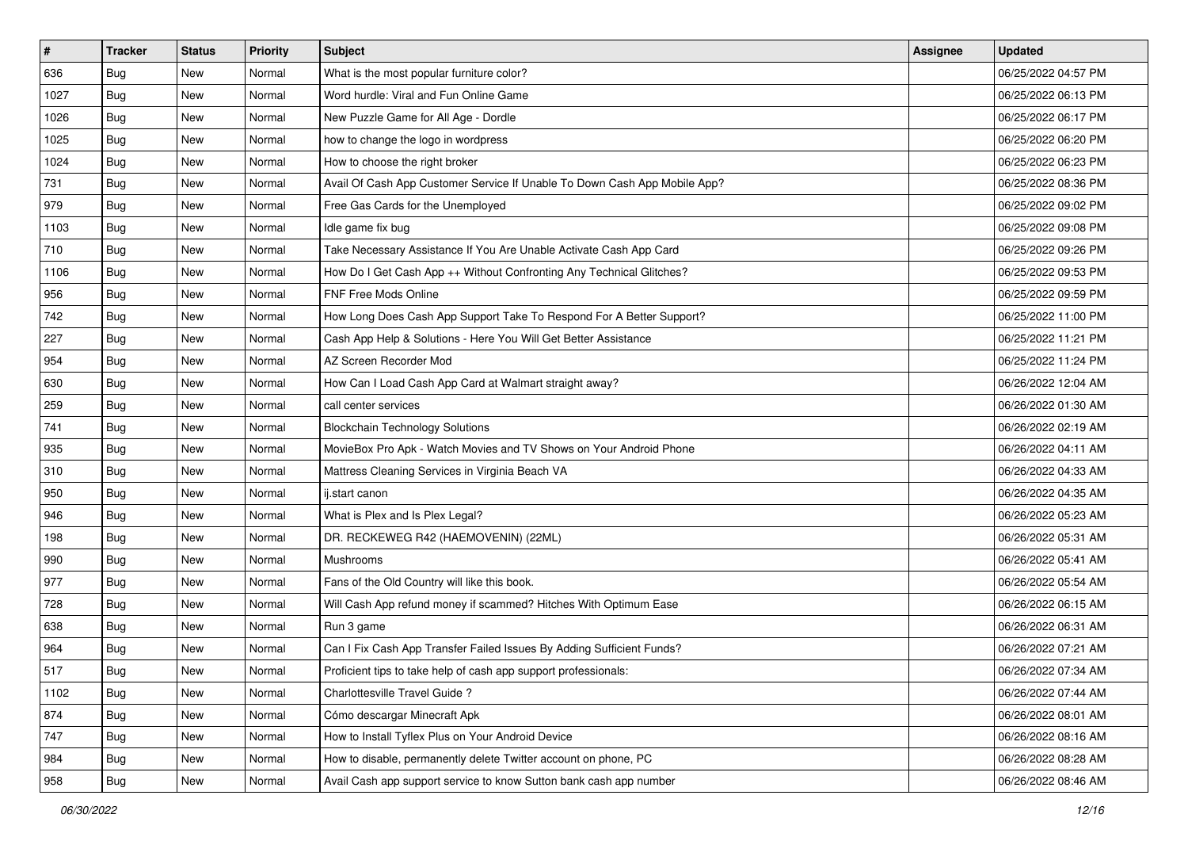| # | Tracker | Status | Priority | Subject | Assignee | Updated |
|---|---|---|---|---|---|---|
| 636 | Bug | New | Normal | What is the most popular furniture color? | | 06/25/2022 04:57 PM |
| 1027 | Bug | New | Normal | Word hurdle: Viral and Fun Online Game | | 06/25/2022 06:13 PM |
| 1026 | Bug | New | Normal | New Puzzle Game for All Age - Dordle | | 06/25/2022 06:17 PM |
| 1025 | Bug | New | Normal | how to change the logo in wordpress | | 06/25/2022 06:20 PM |
| 1024 | Bug | New | Normal | How to choose the right broker | | 06/25/2022 06:23 PM |
| 731 | Bug | New | Normal | Avail Of Cash App Customer Service If Unable To Down Cash App Mobile App? | | 06/25/2022 08:36 PM |
| 979 | Bug | New | Normal | Free Gas Cards for the Unemployed | | 06/25/2022 09:02 PM |
| 1103 | Bug | New | Normal | Idle game fix bug | | 06/25/2022 09:08 PM |
| 710 | Bug | New | Normal | Take Necessary Assistance If You Are Unable Activate Cash App Card | | 06/25/2022 09:26 PM |
| 1106 | Bug | New | Normal | How Do I Get Cash App ++ Without Confronting Any Technical Glitches? | | 06/25/2022 09:53 PM |
| 956 | Bug | New | Normal | FNF Free Mods Online | | 06/25/2022 09:59 PM |
| 742 | Bug | New | Normal | How Long Does Cash App Support Take To Respond For A Better Support? | | 06/25/2022 11:00 PM |
| 227 | Bug | New | Normal | Cash App Help & Solutions - Here You Will Get Better Assistance | | 06/25/2022 11:21 PM |
| 954 | Bug | New | Normal | AZ Screen Recorder Mod | | 06/25/2022 11:24 PM |
| 630 | Bug | New | Normal | How Can I Load Cash App Card at Walmart straight away? | | 06/26/2022 12:04 AM |
| 259 | Bug | New | Normal | call center services | | 06/26/2022 01:30 AM |
| 741 | Bug | New | Normal | Blockchain Technology Solutions | | 06/26/2022 02:19 AM |
| 935 | Bug | New | Normal | MovieBox Pro Apk - Watch Movies and TV Shows on Your Android Phone | | 06/26/2022 04:11 AM |
| 310 | Bug | New | Normal | Mattress Cleaning Services in Virginia Beach VA | | 06/26/2022 04:33 AM |
| 950 | Bug | New | Normal | ij.start canon | | 06/26/2022 04:35 AM |
| 946 | Bug | New | Normal | What is Plex and Is Plex Legal? | | 06/26/2022 05:23 AM |
| 198 | Bug | New | Normal | DR. RECKEWEG R42 (HAEMOVENIN) (22ML) | | 06/26/2022 05:31 AM |
| 990 | Bug | New | Normal | Mushrooms | | 06/26/2022 05:41 AM |
| 977 | Bug | New | Normal | Fans of the Old Country will like this book. | | 06/26/2022 05:54 AM |
| 728 | Bug | New | Normal | Will Cash App refund money if scammed? Hitches With Optimum Ease | | 06/26/2022 06:15 AM |
| 638 | Bug | New | Normal | Run 3 game | | 06/26/2022 06:31 AM |
| 964 | Bug | New | Normal | Can I Fix Cash App Transfer Failed Issues By Adding Sufficient Funds? | | 06/26/2022 07:21 AM |
| 517 | Bug | New | Normal | Proficient tips to take help of cash app support professionals: | | 06/26/2022 07:34 AM |
| 1102 | Bug | New | Normal | Charlottesville Travel Guide ? | | 06/26/2022 07:44 AM |
| 874 | Bug | New | Normal | Cómo descargar Minecraft Apk | | 06/26/2022 08:01 AM |
| 747 | Bug | New | Normal | How to Install Tyflex Plus on Your Android Device | | 06/26/2022 08:16 AM |
| 984 | Bug | New | Normal | How to disable, permanently delete Twitter account on phone, PC | | 06/26/2022 08:28 AM |
| 958 | Bug | New | Normal | Avail Cash app support service to know Sutton bank cash app number | | 06/26/2022 08:46 AM |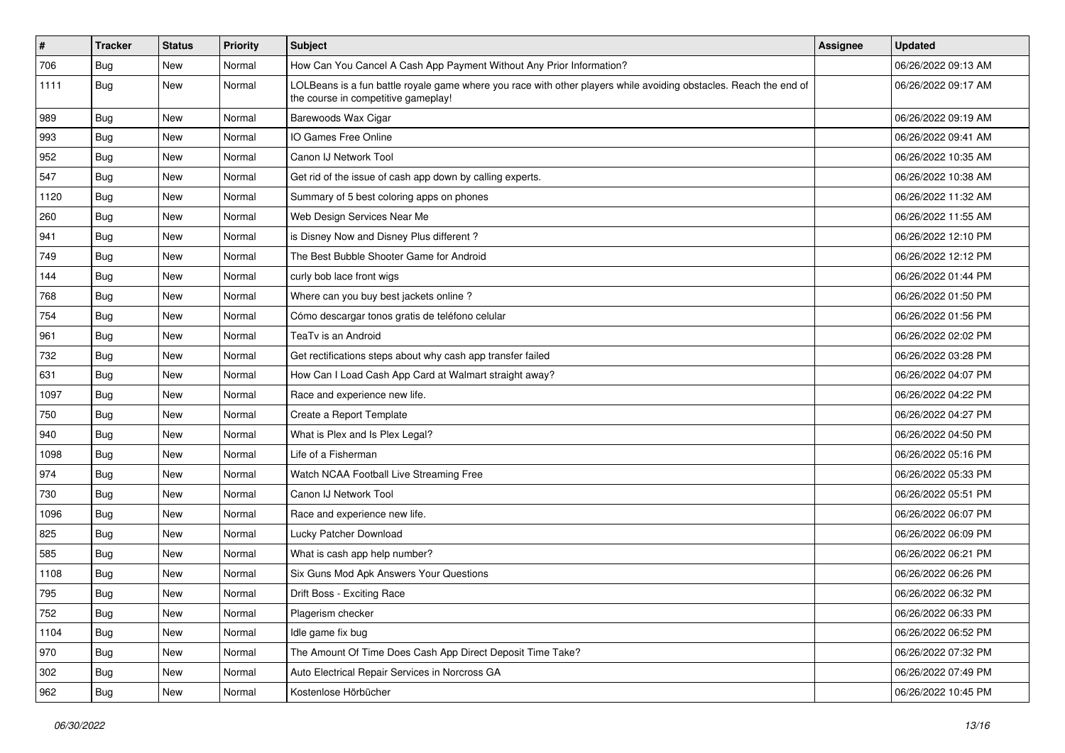| # | Tracker | Status | Priority | Subject | Assignee | Updated |
| --- | --- | --- | --- | --- | --- | --- |
| 706 | Bug | New | Normal | How Can You Cancel A Cash App Payment Without Any Prior Information? | | 06/26/2022 09:13 AM |
| 1111 | Bug | New | Normal | LOLBeans is a fun battle royale game where you race with other players while avoiding obstacles. Reach the end of the course in competitive gameplay! | | 06/26/2022 09:17 AM |
| 989 | Bug | New | Normal | Barewoods Wax Cigar | | 06/26/2022 09:19 AM |
| 993 | Bug | New | Normal | IO Games Free Online | | 06/26/2022 09:41 AM |
| 952 | Bug | New | Normal | Canon IJ Network Tool | | 06/26/2022 10:35 AM |
| 547 | Bug | New | Normal | Get rid of the issue of cash app down by calling experts. | | 06/26/2022 10:38 AM |
| 1120 | Bug | New | Normal | Summary of 5 best coloring apps on phones | | 06/26/2022 11:32 AM |
| 260 | Bug | New | Normal | Web Design Services Near Me | | 06/26/2022 11:55 AM |
| 941 | Bug | New | Normal | is Disney Now and Disney Plus different ? | | 06/26/2022 12:10 PM |
| 749 | Bug | New | Normal | The Best Bubble Shooter Game for Android | | 06/26/2022 12:12 PM |
| 144 | Bug | New | Normal | curly bob lace front wigs | | 06/26/2022 01:44 PM |
| 768 | Bug | New | Normal | Where can you buy best jackets online ? | | 06/26/2022 01:50 PM |
| 754 | Bug | New | Normal | Cómo descargar tonos gratis de teléfono celular | | 06/26/2022 01:56 PM |
| 961 | Bug | New | Normal | TeaTv is an Android | | 06/26/2022 02:02 PM |
| 732 | Bug | New | Normal | Get rectifications steps about why cash app transfer failed | | 06/26/2022 03:28 PM |
| 631 | Bug | New | Normal | How Can I Load Cash App Card at Walmart straight away? | | 06/26/2022 04:07 PM |
| 1097 | Bug | New | Normal | Race and experience new life. | | 06/26/2022 04:22 PM |
| 750 | Bug | New | Normal | Create a Report Template | | 06/26/2022 04:27 PM |
| 940 | Bug | New | Normal | What is Plex and Is Plex Legal? | | 06/26/2022 04:50 PM |
| 1098 | Bug | New | Normal | Life of a Fisherman | | 06/26/2022 05:16 PM |
| 974 | Bug | New | Normal | Watch NCAA Football Live Streaming Free | | 06/26/2022 05:33 PM |
| 730 | Bug | New | Normal | Canon IJ Network Tool | | 06/26/2022 05:51 PM |
| 1096 | Bug | New | Normal | Race and experience new life. | | 06/26/2022 06:07 PM |
| 825 | Bug | New | Normal | Lucky Patcher Download | | 06/26/2022 06:09 PM |
| 585 | Bug | New | Normal | What is cash app help number? | | 06/26/2022 06:21 PM |
| 1108 | Bug | New | Normal | Six Guns Mod Apk Answers Your Questions | | 06/26/2022 06:26 PM |
| 795 | Bug | New | Normal | Drift Boss - Exciting Race | | 06/26/2022 06:32 PM |
| 752 | Bug | New | Normal | Plagerism checker | | 06/26/2022 06:33 PM |
| 1104 | Bug | New | Normal | Idle game fix bug | | 06/26/2022 06:52 PM |
| 970 | Bug | New | Normal | The Amount Of Time Does Cash App Direct Deposit Time Take? | | 06/26/2022 07:32 PM |
| 302 | Bug | New | Normal | Auto Electrical Repair Services in Norcross GA | | 06/26/2022 07:49 PM |
| 962 | Bug | New | Normal | Kostenlose Hörbücher | | 06/26/2022 10:45 PM |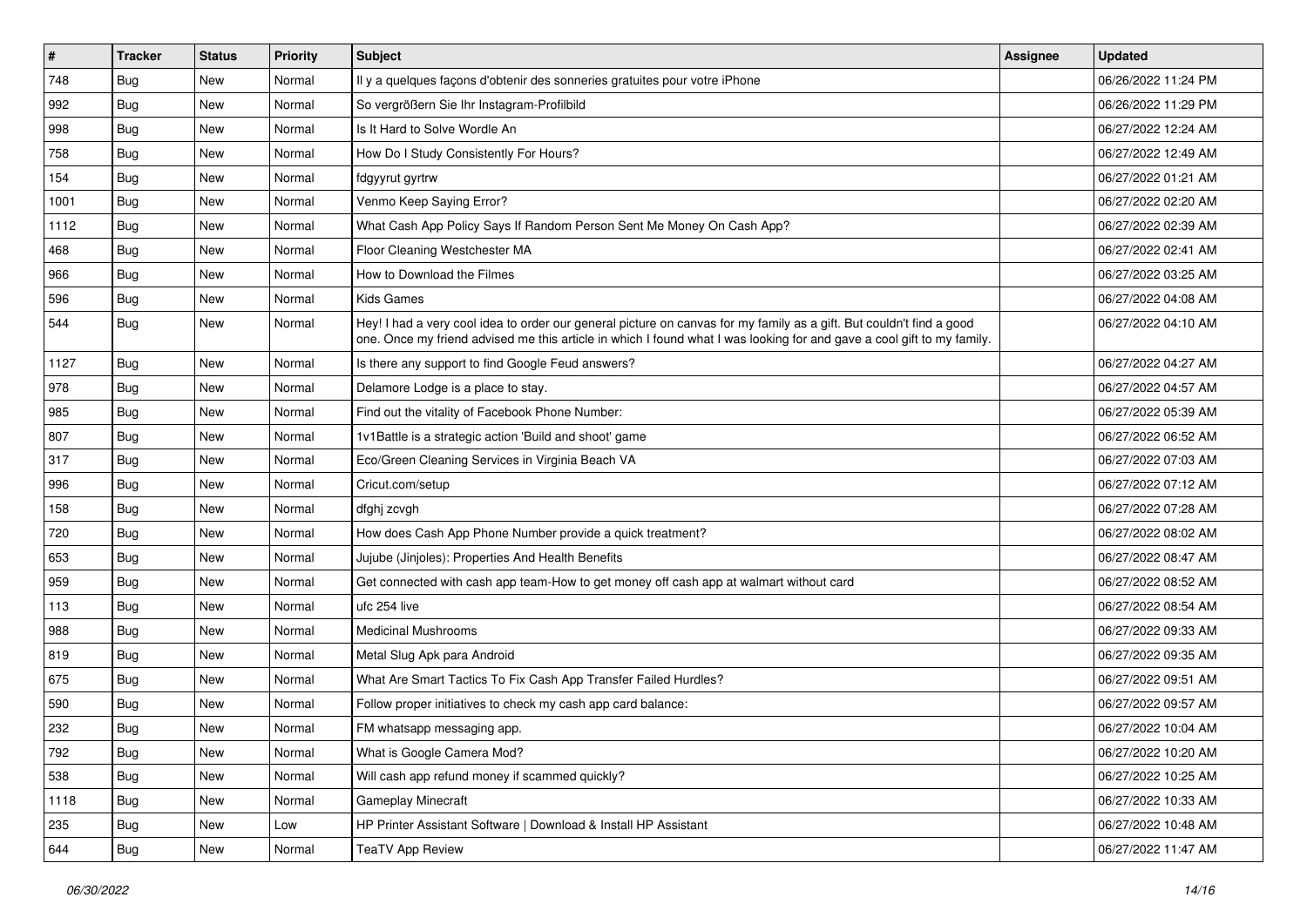| # | Tracker | Status | Priority | Subject | Assignee | Updated |
| --- | --- | --- | --- | --- | --- | --- |
| 748 | Bug | New | Normal | Il y a quelques façons d'obtenir des sonneries gratuites pour votre iPhone | | 06/26/2022 11:24 PM |
| 992 | Bug | New | Normal | So vergrößern Sie Ihr Instagram-Profilbild | | 06/26/2022 11:29 PM |
| 998 | Bug | New | Normal | Is It Hard to Solve Wordle An | | 06/27/2022 12:24 AM |
| 758 | Bug | New | Normal | How Do I Study Consistently For Hours? | | 06/27/2022 12:49 AM |
| 154 | Bug | New | Normal | fdgyyrut gyrtrw | | 06/27/2022 01:21 AM |
| 1001 | Bug | New | Normal | Venmo Keep Saying Error? | | 06/27/2022 02:20 AM |
| 1112 | Bug | New | Normal | What Cash App Policy Says If Random Person Sent Me Money On Cash App? | | 06/27/2022 02:39 AM |
| 468 | Bug | New | Normal | Floor Cleaning Westchester MA | | 06/27/2022 02:41 AM |
| 966 | Bug | New | Normal | How to Download the Filmes | | 06/27/2022 03:25 AM |
| 596 | Bug | New | Normal | Kids Games | | 06/27/2022 04:08 AM |
| 544 | Bug | New | Normal | Hey! I had a very cool idea to order our general picture on canvas for my family as a gift. But couldn't find a good one. Once my friend advised me this article in which I found what I was looking for and gave a cool gift to my family. | | 06/27/2022 04:10 AM |
| 1127 | Bug | New | Normal | Is there any support to find Google Feud answers? | | 06/27/2022 04:27 AM |
| 978 | Bug | New | Normal | Delamore Lodge is a place to stay. | | 06/27/2022 04:57 AM |
| 985 | Bug | New | Normal | Find out the vitality of Facebook Phone Number: | | 06/27/2022 05:39 AM |
| 807 | Bug | New | Normal | 1v1Battle is a strategic action 'Build and shoot' game | | 06/27/2022 06:52 AM |
| 317 | Bug | New | Normal | Eco/Green Cleaning Services in Virginia Beach VA | | 06/27/2022 07:03 AM |
| 996 | Bug | New | Normal | Cricut.com/setup | | 06/27/2022 07:12 AM |
| 158 | Bug | New | Normal | dfghj zcvgh | | 06/27/2022 07:28 AM |
| 720 | Bug | New | Normal | How does Cash App Phone Number provide a quick treatment? | | 06/27/2022 08:02 AM |
| 653 | Bug | New | Normal | Jujube (Jinjoles): Properties And Health Benefits | | 06/27/2022 08:47 AM |
| 959 | Bug | New | Normal | Get connected with cash app team-How to get money off cash app at walmart without card | | 06/27/2022 08:52 AM |
| 113 | Bug | New | Normal | ufc 254 live | | 06/27/2022 08:54 AM |
| 988 | Bug | New | Normal | Medicinal Mushrooms | | 06/27/2022 09:33 AM |
| 819 | Bug | New | Normal | Metal Slug Apk para Android | | 06/27/2022 09:35 AM |
| 675 | Bug | New | Normal | What Are Smart Tactics To Fix Cash App Transfer Failed Hurdles? | | 06/27/2022 09:51 AM |
| 590 | Bug | New | Normal | Follow proper initiatives to check my cash app card balance: | | 06/27/2022 09:57 AM |
| 232 | Bug | New | Normal | FM whatsapp messaging app. | | 06/27/2022 10:04 AM |
| 792 | Bug | New | Normal | What is Google Camera Mod? | | 06/27/2022 10:20 AM |
| 538 | Bug | New | Normal | Will cash app refund money if scammed quickly? | | 06/27/2022 10:25 AM |
| 1118 | Bug | New | Normal | Gameplay Minecraft | | 06/27/2022 10:33 AM |
| 235 | Bug | New | Low | HP Printer Assistant Software \| Download & Install HP Assistant | | 06/27/2022 10:48 AM |
| 644 | Bug | New | Normal | TeaTV App Review | | 06/27/2022 11:47 AM |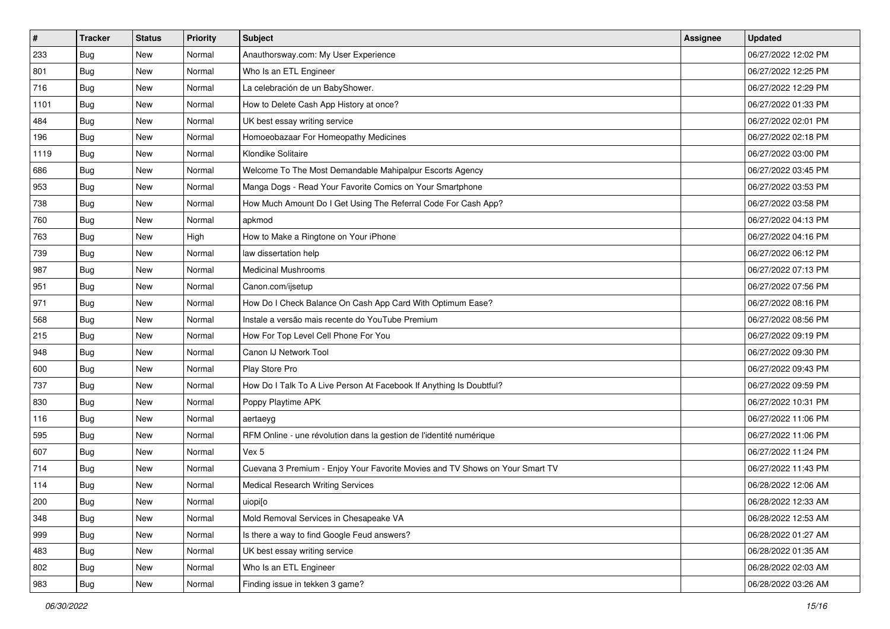| # | Tracker | Status | Priority | Subject | Assignee | Updated |
|---|---|---|---|---|---|---|
| 233 | Bug | New | Normal | Anauthorsway.com: My User Experience | | 06/27/2022 12:02 PM |
| 801 | Bug | New | Normal | Who Is an ETL Engineer | | 06/27/2022 12:25 PM |
| 716 | Bug | New | Normal | La celebración de un BabyShower. | | 06/27/2022 12:29 PM |
| 1101 | Bug | New | Normal | How to Delete Cash App History at once? | | 06/27/2022 01:33 PM |
| 484 | Bug | New | Normal | UK best essay writing service | | 06/27/2022 02:01 PM |
| 196 | Bug | New | Normal | Homoeobazaar For Homeopathy Medicines | | 06/27/2022 02:18 PM |
| 1119 | Bug | New | Normal | Klondike Solitaire | | 06/27/2022 03:00 PM |
| 686 | Bug | New | Normal | Welcome To The Most Demandable Mahipalpur Escorts Agency | | 06/27/2022 03:45 PM |
| 953 | Bug | New | Normal | Manga Dogs - Read Your Favorite Comics on Your Smartphone | | 06/27/2022 03:53 PM |
| 738 | Bug | New | Normal | How Much Amount Do I Get Using The Referral Code For Cash App? | | 06/27/2022 03:58 PM |
| 760 | Bug | New | Normal | apkmod | | 06/27/2022 04:13 PM |
| 763 | Bug | New | High | How to Make a Ringtone on Your iPhone | | 06/27/2022 04:16 PM |
| 739 | Bug | New | Normal | law dissertation help | | 06/27/2022 06:12 PM |
| 987 | Bug | New | Normal | Medicinal Mushrooms | | 06/27/2022 07:13 PM |
| 951 | Bug | New | Normal | Canon.com/ijsetup | | 06/27/2022 07:56 PM |
| 971 | Bug | New | Normal | How Do I Check Balance On Cash App Card With Optimum Ease? | | 06/27/2022 08:16 PM |
| 568 | Bug | New | Normal | Instale a versão mais recente do YouTube Premium | | 06/27/2022 08:56 PM |
| 215 | Bug | New | Normal | How For Top Level Cell Phone For You | | 06/27/2022 09:19 PM |
| 948 | Bug | New | Normal | Canon IJ Network Tool | | 06/27/2022 09:30 PM |
| 600 | Bug | New | Normal | Play Store Pro | | 06/27/2022 09:43 PM |
| 737 | Bug | New | Normal | How Do I Talk To A Live Person At Facebook If Anything Is Doubtful? | | 06/27/2022 09:59 PM |
| 830 | Bug | New | Normal | Poppy Playtime APK | | 06/27/2022 10:31 PM |
| 116 | Bug | New | Normal | aertaeyg | | 06/27/2022 11:06 PM |
| 595 | Bug | New | Normal | RFM Online - une révolution dans la gestion de l'identité numérique | | 06/27/2022 11:06 PM |
| 607 | Bug | New | Normal | Vex 5 | | 06/27/2022 11:24 PM |
| 714 | Bug | New | Normal | Cuevana 3 Premium - Enjoy Your Favorite Movies and TV Shows on Your Smart TV | | 06/27/2022 11:43 PM |
| 114 | Bug | New | Normal | Medical Research Writing Services | | 06/28/2022 12:06 AM |
| 200 | Bug | New | Normal | uiopi[o | | 06/28/2022 12:33 AM |
| 348 | Bug | New | Normal | Mold Removal Services in Chesapeake VA | | 06/28/2022 12:53 AM |
| 999 | Bug | New | Normal | Is there a way to find Google Feud answers? | | 06/28/2022 01:27 AM |
| 483 | Bug | New | Normal | UK best essay writing service | | 06/28/2022 01:35 AM |
| 802 | Bug | New | Normal | Who Is an ETL Engineer | | 06/28/2022 02:03 AM |
| 983 | Bug | New | Normal | Finding issue in tekken 3 game? | | 06/28/2022 03:26 AM |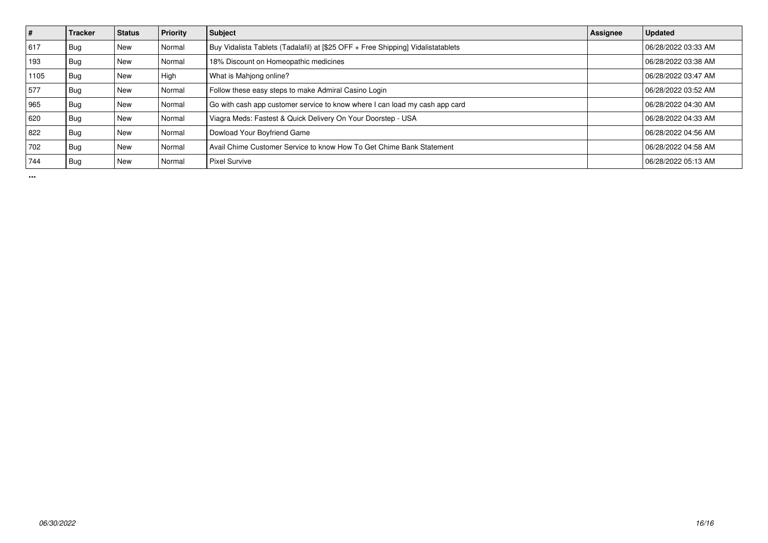| # | Tracker | Status | Priority | Subject | Assignee | Updated |
|---|---|---|---|---|---|---|
| 617 | Bug | New | Normal | Buy Vidalista Tablets (Tadalafil) at [$25 OFF + Free Shipping] Vidalistatablets | | 06/28/2022 03:33 AM |
| 193 | Bug | New | Normal | 18% Discount on Homeopathic medicines | | 06/28/2022 03:38 AM |
| 1105 | Bug | New | High | What is Mahjong online? | | 06/28/2022 03:47 AM |
| 577 | Bug | New | Normal | Follow these easy steps to make Admiral Casino Login | | 06/28/2022 03:52 AM |
| 965 | Bug | New | Normal | Go with cash app customer service to know where I can load my cash app card | | 06/28/2022 04:30 AM |
| 620 | Bug | New | Normal | Viagra Meds: Fastest & Quick Delivery On Your Doorstep - USA | | 06/28/2022 04:33 AM |
| 822 | Bug | New | Normal | Dowload Your Boyfriend Game | | 06/28/2022 04:56 AM |
| 702 | Bug | New | Normal | Avail Chime Customer Service to know How To Get Chime Bank Statement | | 06/28/2022 04:58 AM |
| 744 | Bug | New | Normal | Pixel Survive | | 06/28/2022 05:13 AM |

...